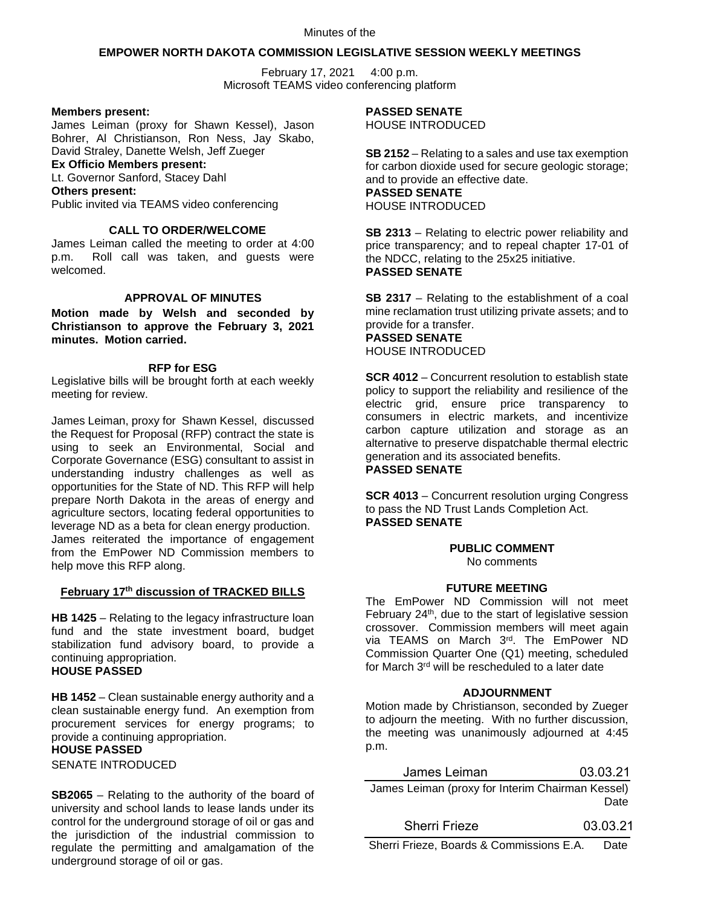Minutes of the

# EMPOWER NORTH DAKOTA COMMISSION LEGISLATIVE SESSION WEEKLY MEETINGS

February 17, 2021 4:00 p.m.
Microsoft TEAMS video conferencing platform

**Members present:**
James Leiman (proxy for Shawn Kessel), Jason Bohrer, Al Christianson, Ron Ness, Jay Skabo, David Straley, Danette Welsh, Jeff Zueger
**Ex Officio Members present:**
Lt. Governor Sanford, Stacey Dahl
**Others present:**
Public invited via TEAMS video conferencing

## CALL TO ORDER/WELCOME

James Leiman called the meeting to order at 4:00 p.m. Roll call was taken, and guests were welcomed.

## APPROVAL OF MINUTES

**Motion made by Welsh and seconded by Christianson to approve the February 3, 2021 minutes. Motion carried.**

## RFP for ESG

Legislative bills will be brought forth at each weekly meeting for review.

James Leiman, proxy for Shawn Kessel, discussed the Request for Proposal (RFP) contract the state is using to seek an Environmental, Social and Corporate Governance (ESG) consultant to assist in understanding industry challenges as well as opportunities for the State of ND. This RFP will help prepare North Dakota in the areas of energy and agriculture sectors, locating federal opportunities to leverage ND as a beta for clean energy production. James reiterated the importance of engagement from the EmPower ND Commission members to help move this RFP along.

## February 17th discussion of TRACKED BILLS

**HB 1425** – Relating to the legacy infrastructure loan fund and the state investment board, budget stabilization fund advisory board, to provide a continuing appropriation.
**HOUSE PASSED**

**HB 1452** – Clean sustainable energy authority and a clean sustainable energy fund. An exemption from procurement services for energy programs; to provide a continuing appropriation.
**HOUSE PASSED**
SENATE INTRODUCED

**SB2065** – Relating to the authority of the board of university and school lands to lease lands under its control for the underground storage of oil or gas and the jurisdiction of the industrial commission to regulate the permitting and amalgamation of the underground storage of oil or gas.
**PASSED SENATE**
HOUSE INTRODUCED

**SB 2152** – Relating to a sales and use tax exemption for carbon dioxide used for secure geologic storage; and to provide an effective date.
**PASSED SENATE**
HOUSE INTRODUCED

**SB 2313** – Relating to electric power reliability and price transparency; and to repeal chapter 17-01 of the NDCC, relating to the 25x25 initiative.
**PASSED SENATE**

**SB 2317** – Relating to the establishment of a coal mine reclamation trust utilizing private assets; and to provide for a transfer.
**PASSED SENATE**
HOUSE INTRODUCED

**SCR 4012** – Concurrent resolution to establish state policy to support the reliability and resilience of the electric grid, ensure price transparency to consumers in electric markets, and incentivize carbon capture utilization and storage as an alternative to preserve dispatchable thermal electric generation and its associated benefits.
**PASSED SENATE**

**SCR 4013** – Concurrent resolution urging Congress to pass the ND Trust Lands Completion Act.
**PASSED SENATE**

## PUBLIC COMMENT

No comments

## FUTURE MEETING

The EmPower ND Commission will not meet February 24th, due to the start of legislative session crossover. Commission members will meet again via TEAMS on March 3rd. The EmPower ND Commission Quarter One (Q1) meeting, scheduled for March 3rd will be rescheduled to a later date

## ADJOURNMENT

Motion made by Christianson, seconded by Zueger to adjourn the meeting. With no further discussion, the meeting was unanimously adjourned at 4:45 p.m.

James Leiman 03.03.21
James Leiman (proxy for Interim Chairman Kessel) Date

Sherri Frieze 03.03.21
Sherri Frieze, Boards & Commissions E.A. Date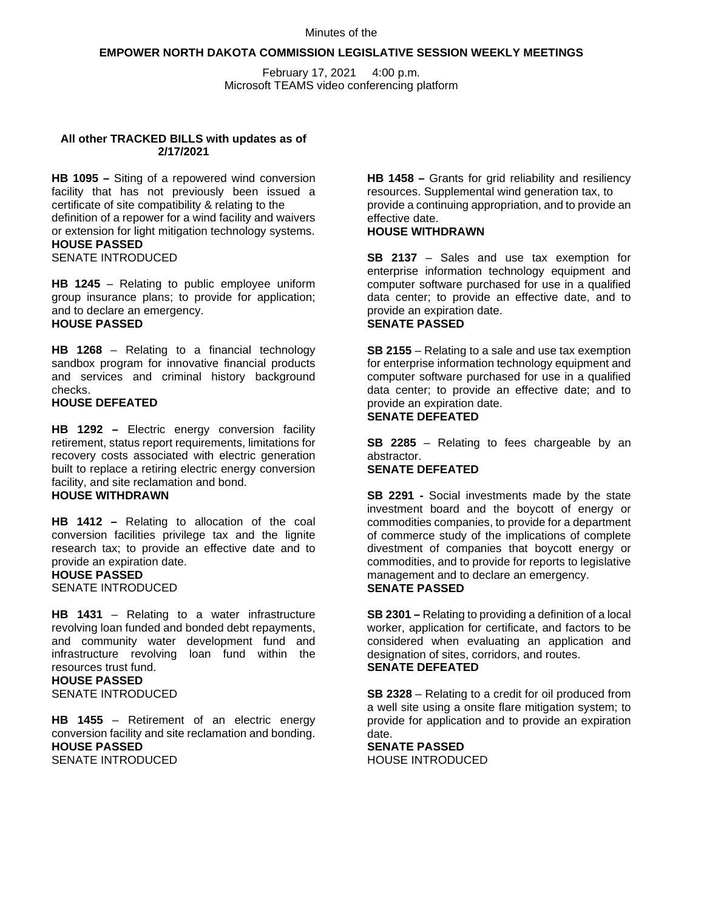Minutes of the

**EMPOWER NORTH DAKOTA COMMISSION LEGISLATIVE SESSION WEEKLY MEETINGS**

February 17, 2021 4:00 p.m.
Microsoft TEAMS video conferencing platform

**All other TRACKED BILLS with updates as of 2/17/2021**

**HB 1095 –** Siting of a repowered wind conversion facility that has not previously been issued a certificate of site compatibility & relating to the definition of a repower for a wind facility and waivers or extension for light mitigation technology systems.
**HOUSE PASSED**
SENATE INTRODUCED

**HB 1245** – Relating to public employee uniform group insurance plans; to provide for application; and to declare an emergency.
**HOUSE PASSED**

**HB 1268** – Relating to a financial technology sandbox program for innovative financial products and services and criminal history background checks.
**HOUSE DEFEATED**

**HB 1292 –** Electric energy conversion facility retirement, status report requirements, limitations for recovery costs associated with electric generation built to replace a retiring electric energy conversion facility, and site reclamation and bond.
**HOUSE WITHDRAWN**

**HB 1412 –** Relating to allocation of the coal conversion facilities privilege tax and the lignite research tax; to provide an effective date and to provide an expiration date.
**HOUSE PASSED**
SENATE INTRODUCED

**HB 1431** – Relating to a water infrastructure revolving loan funded and bonded debt repayments, and community water development fund and infrastructure revolving loan fund within the resources trust fund.
**HOUSE PASSED**
SENATE INTRODUCED

**HB 1455** – Retirement of an electric energy conversion facility and site reclamation and bonding.
**HOUSE PASSED**
SENATE INTRODUCED

**HB 1458 –** Grants for grid reliability and resiliency resources. Supplemental wind generation tax, to provide a continuing appropriation, and to provide an effective date.
**HOUSE WITHDRAWN**

**SB 2137** – Sales and use tax exemption for enterprise information technology equipment and computer software purchased for use in a qualified data center; to provide an effective date, and to provide an expiration date.
**SENATE PASSED**

**SB 2155** – Relating to a sale and use tax exemption for enterprise information technology equipment and computer software purchased for use in a qualified data center; to provide an effective date; and to provide an expiration date.
**SENATE DEFEATED**

**SB 2285** – Relating to fees chargeable by an abstractor.
**SENATE DEFEATED**

**SB 2291 -** Social investments made by the state investment board and the boycott of energy or commodities companies, to provide for a department of commerce study of the implications of complete divestment of companies that boycott energy or commodities, and to provide for reports to legislative management and to declare an emergency.
**SENATE PASSED**

**SB 2301 –** Relating to providing a definition of a local worker, application for certificate, and factors to be considered when evaluating an application and designation of sites, corridors, and routes.
**SENATE DEFEATED**

**SB 2328** – Relating to a credit for oil produced from a well site using a onsite flare mitigation system; to provide for application and to provide an expiration date.
**SENATE PASSED**
HOUSE INTRODUCED